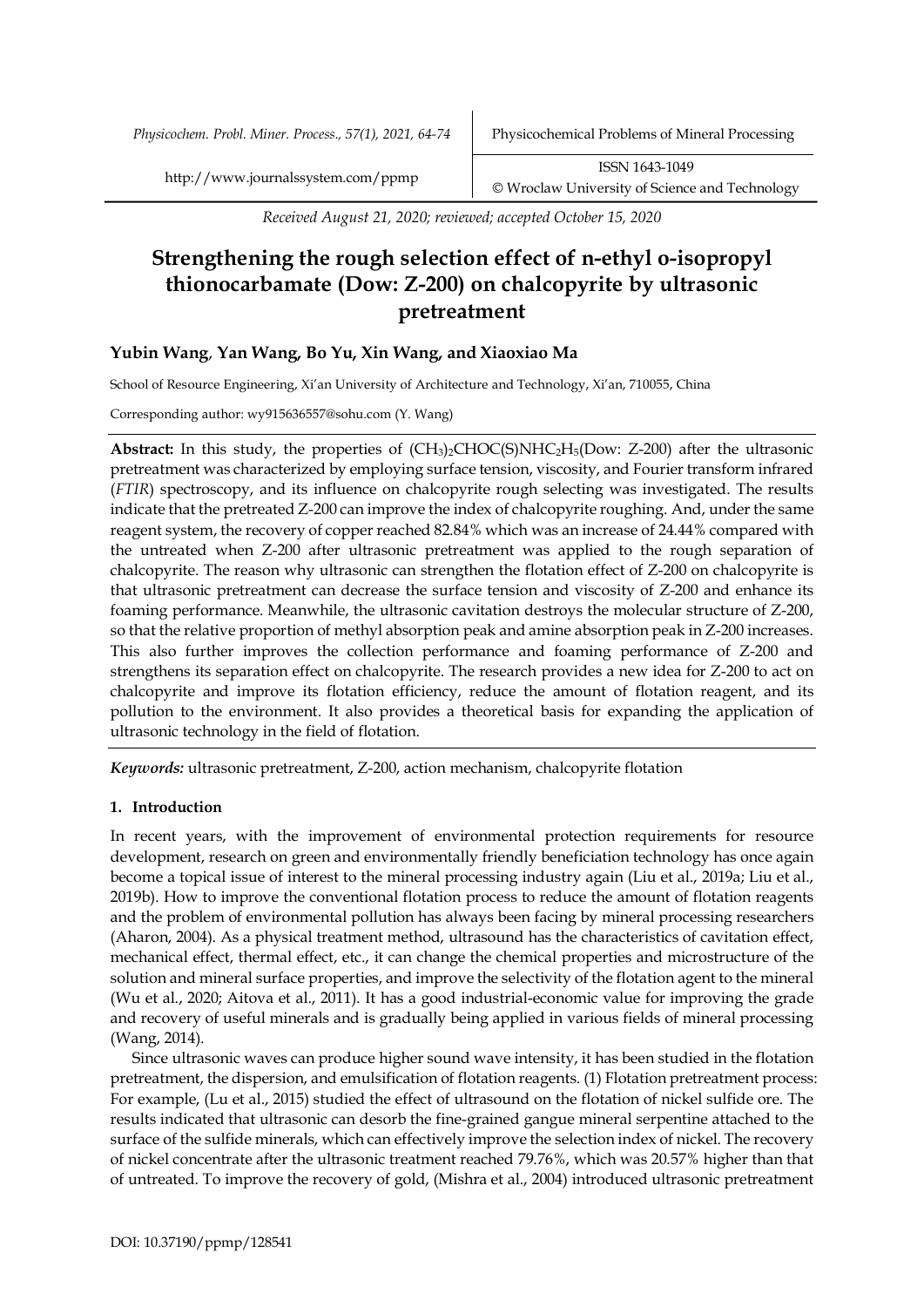*Received August 21, 2020; reviewed; accepted October 15, 2020*

# Strengthening the rough selection effect of n-ethyl o-isopropyl thionocarbamate (Dow: Z-200) on chalcopyrite by ultrasonic pretreatment

## Yubin Wang, Yan Wang, Bo Yu, Xin Wang, and Xiaoxiao Ma

School of Resource Engineering, Xi'an University of Architecture and Technology, Xi'an, 710055, China

Corresponding author: wy915636557@sohu.com (Y. Wang)

**Abstract:** In this study, the properties of $(CH_3)_2CHOC(S)NHC_2H_5$(Dow: Z-200) after the ultrasonic pretreatment was characterized by employing surface tension, viscosity, and Fourier transform infrared (*FTIR*) spectroscopy, and its influence on chalcopyrite rough selecting was investigated. The results indicate that the pretreated Z-200 can improve the index of chalcopyrite roughing. And, under the same reagent system, the recovery of copper reached 82.84% which was an increase of 24.44% compared with the untreated when Z-200 after ultrasonic pretreatment was applied to the rough separation of chalcopyrite. The reason why ultrasonic can strengthen the flotation effect of Z-200 on chalcopyrite is that ultrasonic pretreatment can decrease the surface tension and viscosity of Z-200 and enhance its foaming performance. Meanwhile, the ultrasonic cavitation destroys the molecular structure of Z-200, so that the relative proportion of methyl absorption peak and amine absorption peak in Z-200 increases. This also further improves the collection performance and foaming performance of Z-200 and strengthens its separation effect on chalcopyrite. The research provides a new idea for Z-200 to act on chalcopyrite and improve its flotation efficiency, reduce the amount of flotation reagent, and its pollution to the environment. It also provides a theoretical basis for expanding the application of ultrasonic technology in the field of flotation.

***Keywords:*** ultrasonic pretreatment, Z-200, action mechanism, chalcopyrite flotation

## 1. Introduction

In recent years, with the improvement of environmental protection requirements for resource development, research on green and environmentally friendly beneficiation technology has once again become a topical issue of interest to the mineral processing industry again (Liu et al., 2019a; Liu et al., 2019b). How to improve the conventional flotation process to reduce the amount of flotation reagents and the problem of environmental pollution has always been facing by mineral processing researchers (Aharon, 2004). As a physical treatment method, ultrasound has the characteristics of cavitation effect, mechanical effect, thermal effect, etc., it can change the chemical properties and microstructure of the solution and mineral surface properties, and improve the selectivity of the flotation agent to the mineral (Wu et al., 2020; Aitova et al., 2011). It has a good industrial-economic value for improving the grade and recovery of useful minerals and is gradually being applied in various fields of mineral processing (Wang, 2014).

Since ultrasonic waves can produce higher sound wave intensity, it has been studied in the flotation pretreatment, the dispersion, and emulsification of flotation reagents. (1) Flotation pretreatment process: For example, (Lu et al., 2015) studied the effect of ultrasound on the flotation of nickel sulfide ore. The results indicated that ultrasonic can desorb the fine-grained gangue mineral serpentine attached to the surface of the sulfide minerals, which can effectively improve the selection index of nickel. The recovery of nickel concentrate after the ultrasonic treatment reached 79.76%, which was 20.57% higher than that of untreated. To improve the recovery of gold, (Mishra et al., 2004) introduced ultrasonic pretreatment

DOI: 10.37190/ppmp/128541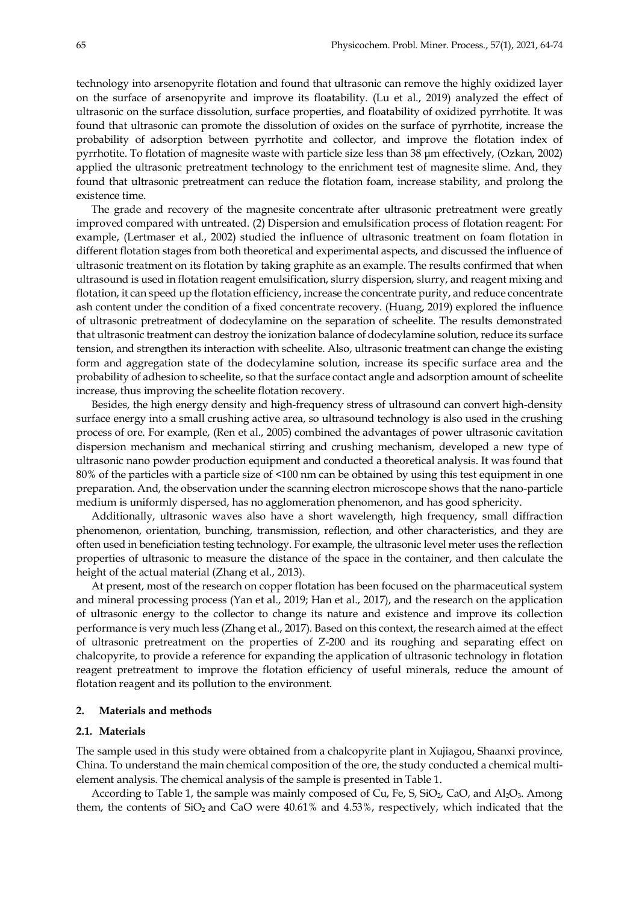technology into arsenopyrite flotation and found that ultrasonic can remove the highly oxidized layer on the surface of arsenopyrite and improve its floatability. (Lu et al., 2019) analyzed the effect of ultrasonic on the surface dissolution, surface properties, and floatability of oxidized pyrrhotite. It was found that ultrasonic can promote the dissolution of oxides on the surface of pyrrhotite, increase the probability of adsorption between pyrrhotite and collector, and improve the flotation index of pyrrhotite. To flotation of magnesite waste with particle size less than 38 μm effectively, (Ozkan, 2002) applied the ultrasonic pretreatment technology to the enrichment test of magnesite slime. And, they found that ultrasonic pretreatment can reduce the flotation foam, increase stability, and prolong the existence time.

The grade and recovery of the magnesite concentrate after ultrasonic pretreatment were greatly improved compared with untreated. (2) Dispersion and emulsification process of flotation reagent: For example, (Lertmaser et al., 2002) studied the influence of ultrasonic treatment on foam flotation in different flotation stages from both theoretical and experimental aspects, and discussed the influence of ultrasonic treatment on its flotation by taking graphite as an example. The results confirmed that when ultrasound is used in flotation reagent emulsification, slurry dispersion, slurry, and reagent mixing and flotation, it can speed up the flotation efficiency, increase the concentrate purity, and reduce concentrate ash content under the condition of a fixed concentrate recovery. (Huang, 2019) explored the influence of ultrasonic pretreatment of dodecylamine on the separation of scheelite. The results demonstrated that ultrasonic treatment can destroy the ionization balance of dodecylamine solution, reduce its surface tension, and strengthen its interaction with scheelite. Also, ultrasonic treatment can change the existing form and aggregation state of the dodecylamine solution, increase its specific surface area and the probability of adhesion to scheelite, so that the surface contact angle and adsorption amount of scheelite increase, thus improving the scheelite flotation recovery.

Besides, the high energy density and high-frequency stress of ultrasound can convert high-density surface energy into a small crushing active area, so ultrasound technology is also used in the crushing process of ore. For example, (Ren et al., 2005) combined the advantages of power ultrasonic cavitation dispersion mechanism and mechanical stirring and crushing mechanism, developed a new type of ultrasonic nano powder production equipment and conducted a theoretical analysis. It was found that 80% of the particles with a particle size of <100 nm can be obtained by using this test equipment in one preparation. And, the observation under the scanning electron microscope shows that the nano-particle medium is uniformly dispersed, has no agglomeration phenomenon, and has good sphericity.

Additionally, ultrasonic waves also have a short wavelength, high frequency, small diffraction phenomenon, orientation, bunching, transmission, reflection, and other characteristics, and they are often used in beneficiation testing technology. For example, the ultrasonic level meter uses the reflection properties of ultrasonic to measure the distance of the space in the container, and then calculate the height of the actual material (Zhang et al., 2013).

At present, most of the research on copper flotation has been focused on the pharmaceutical system and mineral processing process (Yan et al., 2019; Han et al., 2017), and the research on the application of ultrasonic energy to the collector to change its nature and existence and improve its collection performance is very much less (Zhang et al., 2017). Based on this context, the research aimed at the effect of ultrasonic pretreatment on the properties of Z-200 and its roughing and separating effect on chalcopyrite, to provide a reference for expanding the application of ultrasonic technology in flotation reagent pretreatment to improve the flotation efficiency of useful minerals, reduce the amount of flotation reagent and its pollution to the environment.

## 2. Materials and methods

### 2.1. Materials

The sample used in this study were obtained from a chalcopyrite plant in Xujiagou, Shaanxi province, China. To understand the main chemical composition of the ore, the study conducted a chemical multi-element analysis. The chemical analysis of the sample is presented in Table 1.

According to Table 1, the sample was mainly composed of Cu, Fe, S, $SiO_2$, CaO, and $Al_2O_3$. Among them, the contents of $SiO_2$ and CaO were 40.61% and 4.53%, respectively, which indicated that the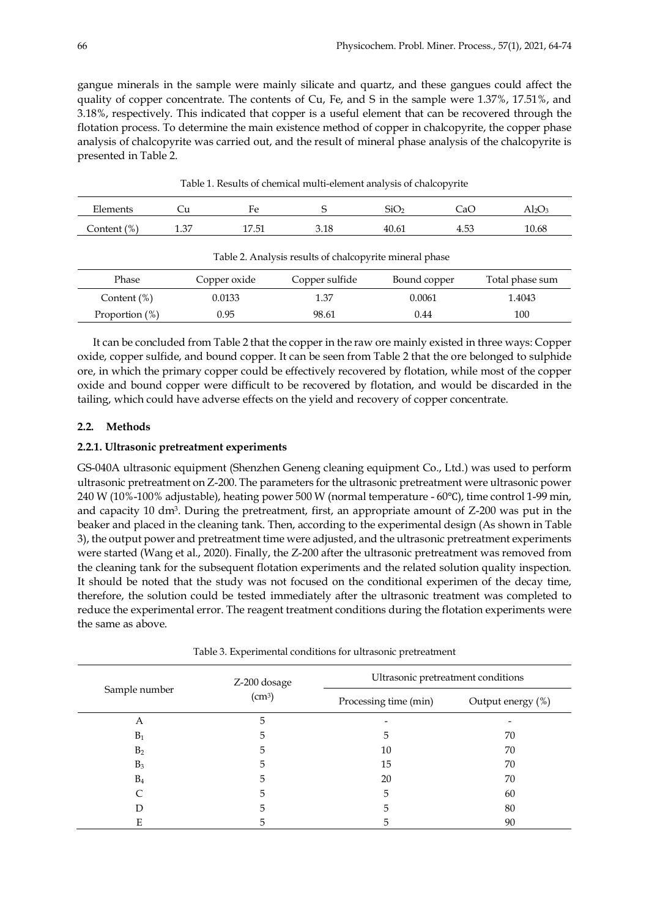gangue minerals in the sample were mainly silicate and quartz, and these gangues could affect the quality of copper concentrate. The contents of Cu, Fe, and S in the sample were 1.37%, 17.51%, and 3.18%, respectively. This indicated that copper is a useful element that can be recovered through the flotation process. To determine the main existence method of copper in chalcopyrite, the copper phase analysis of chalcopyrite was carried out, and the result of mineral phase analysis of the chalcopyrite is presented in Table 2.

Table 1. Results of chemical multi-element analysis of chalcopyrite

| Elements | Cu | Fe | S | $SiO_2$ | CaO | $Al_2O_3$ |
|---|---|---|---|---|---|---|
| Content (%) | 1.37 | 17.51 | 3.18 | 40.61 | 4.53 | 10.68 |

Table 2. Analysis results of chalcopyrite mineral phase

| Phase | Copper oxide | Copper sulfide | Bound copper | Total phase sum |
|---|---|---|---|---|
| Content (%) | 0.0133 | 1.37 | 0.0061 | 1.4043 |
| Proportion (%) | 0.95 | 98.61 | 0.44 | 100 |

It can be concluded from Table 2 that the copper in the raw ore mainly existed in three ways: Copper oxide, copper sulfide, and bound copper. It can be seen from Table 2 that the ore belonged to sulphide ore, in which the primary copper could be effectively recovered by flotation, while most of the copper oxide and bound copper were difficult to be recovered by flotation, and would be discarded in the tailing, which could have adverse effects on the yield and recovery of copper concentrate.

## 2.2. Methods

### 2.2.1. Ultrasonic pretreatment experiments

GS-040A ultrasonic equipment (Shenzhen Geneng cleaning equipment Co., Ltd.) was used to perform ultrasonic pretreatment on Z-200. The parameters for the ultrasonic pretreatment were ultrasonic power 240 W (10%-100% adjustable), heating power 500 W (normal temperature - 60℃), time control 1-99 min, and capacity 10 $dm^3$. During the pretreatment, first, an appropriate amount of Z-200 was put in the beaker and placed in the cleaning tank. Then, according to the experimental design (As shown in Table 3), the output power and pretreatment time were adjusted, and the ultrasonic pretreatment experiments were started (Wang et al., 2020). Finally, the Z-200 after the ultrasonic pretreatment was removed from the cleaning tank for the subsequent flotation experiments and the related solution quality inspection. It should be noted that the study was not focused on the conditional experimen of the decay time, therefore, the solution could be tested immediately after the ultrasonic treatment was completed to reduce the experimental error. The reagent treatment conditions during the flotation experiments were the same as above.

Table 3. Experimental conditions for ultrasonic pretreatment

| Sample number | Z-200 dosage ($cm^3$) | Ultrasonic pretreatment conditions | |
|---|---|---|---|
| | | Processing time (min) | Output energy (%) |
| A | 5 | - | - |
| $B_1$ | 5 | 5 | 70 |
| $B_2$ | 5 | 10 | 70 |
| $B_3$ | 5 | 15 | 70 |
| $B_4$ | 5 | 20 | 70 |
| C | 5 | 5 | 60 |
| D | 5 | 5 | 80 |
| E | 5 | 5 | 90 |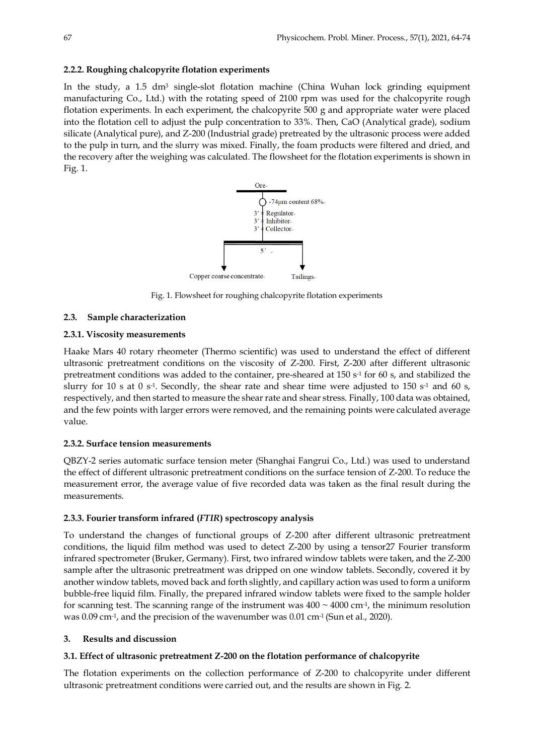#### 2.2.2. Roughing chalcopyrite flotation experiments

In the study, a 1.5 $dm^3$ single-slot flotation machine (China Wuhan lock grinding equipment manufacturing Co., Ltd.) with the rotating speed of 2100 rpm was used for the chalcopyrite rough flotation experiments. In each experiment, the chalcopyrite 500 g and appropriate water were placed into the flotation cell to adjust the pulp concentration to 33%. Then, CaO (Analytical grade), sodium silicate (Analytical pure), and Z-200 (Industrial grade) pretreated by the ultrasonic process were added to the pulp in turn, and the slurry was mixed. Finally, the foam products were filtered and dried, and the recovery after the weighing was calculated. The flowsheet for the flotation experiments is shown in Fig. 1.

Fig. 1. Flowsheet for roughing chalcopyrite flotation experiments

### 2.3. Sample characterization

#### 2.3.1. Viscosity measurements

Haake Mars 40 rotary rheometer (Thermo scientific) was used to understand the effect of different ultrasonic pretreatment conditions on the viscosity of Z-200. First, Z-200 after different ultrasonic pretreatment conditions was added to the container, pre-sheared at 150 $s^{-1}$ for 60 s, and stabilized the slurry for 10 s at 0 $s^{-1}$. Secondly, the shear rate and shear time were adjusted to 150 $s^{-1}$ and 60 s, respectively, and then started to measure the shear rate and shear stress. Finally, 100 data was obtained, and the few points with larger errors were removed, and the remaining points were calculated average value.

#### 2.3.2. Surface tension measurements

QBZY-2 series automatic surface tension meter (Shanghai Fangrui Co., Ltd.) was used to understand the effect of different ultrasonic pretreatment conditions on the surface tension of Z-200. To reduce the measurement error, the average value of five recorded data was taken as the final result during the measurements.

#### 2.3.3. Fourier transform infrared (*FTIR*) spectroscopy analysis

To understand the changes of functional groups of Z-200 after different ultrasonic pretreatment conditions, the liquid film method was used to detect Z-200 by using a tensor27 Fourier transform infrared spectrometer (Bruker, Germany). First, two infrared window tablets were taken, and the Z-200 sample after the ultrasonic pretreatment was dripped on one window tablets. Secondly, covered it by another window tablets, moved back and forth slightly, and capillary action was used to form a uniform bubble-free liquid film. Finally, the prepared infrared window tablets were fixed to the sample holder for scanning test. The scanning range of the instrument was 400 ~ 4000 $cm^{-1}$, the minimum resolution was 0.09 $cm^{-1}$, and the precision of the wavenumber was 0.01 $cm^{-1}$ (Sun et al., 2020).

## 3. Results and discussion

### 3.1. Effect of ultrasonic pretreatment Z-200 on the flotation performance of chalcopyrite

The flotation experiments on the collection performance of Z-200 to chalcopyrite under different ultrasonic pretreatment conditions were carried out, and the results are shown in Fig. 2.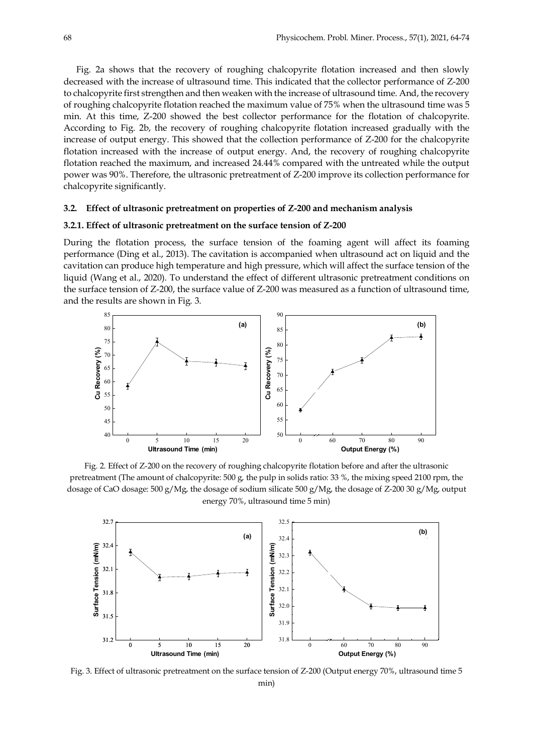Fig. 2a shows that the recovery of roughing chalcopyrite flotation increased and then slowly decreased with the increase of ultrasound time. This indicated that the collector performance of Z-200 to chalcopyrite first strengthen and then weaken with the increase of ultrasound time. And, the recovery of roughing chalcopyrite flotation reached the maximum value of 75% when the ultrasound time was 5 min. At this time, Z-200 showed the best collector performance for the flotation of chalcopyrite. According to Fig. 2b, the recovery of roughing chalcopyrite flotation increased gradually with the increase of output energy. This showed that the collection performance of Z-200 for the chalcopyrite flotation increased with the increase of output energy. And, the recovery of roughing chalcopyrite flotation reached the maximum, and increased 24.44% compared with the untreated while the output power was 90%. Therefore, the ultrasonic pretreatment of Z-200 improve its collection performance for chalcopyrite significantly.

### 3.2. Effect of ultrasonic pretreatment on properties of Z-200 and mechanism analysis

#### 3.2.1. Effect of ultrasonic pretreatment on the surface tension of Z-200

During the flotation process, the surface tension of the foaming agent will affect its foaming performance (Ding et al., 2013). The cavitation is accompanied when ultrasound act on liquid and the cavitation can produce high temperature and high pressure, which will affect the surface tension of the liquid (Wang et al., 2020). To understand the effect of different ultrasonic pretreatment conditions on the surface tension of Z-200, the surface value of Z-200 was measured as a function of ultrasound time, and the results are shown in Fig. 3.

Fig. 2. Effect of Z-200 on the recovery of roughing chalcopyrite flotation before and after the ultrasonic pretreatment (The amount of chalcopyrite: 500 g, the pulp in solids ratio: 33 %, the mixing speed 2100 rpm, the dosage of CaO dosage: 500 g/Mg, the dosage of sodium silicate 500 g/Mg, the dosage of Z-200 30 g/Mg, output energy 70%, ultrasound time 5 min)

Fig. 3. Effect of ultrasonic pretreatment on the surface tension of Z-200 (Output energy 70%, ultrasound time 5 min)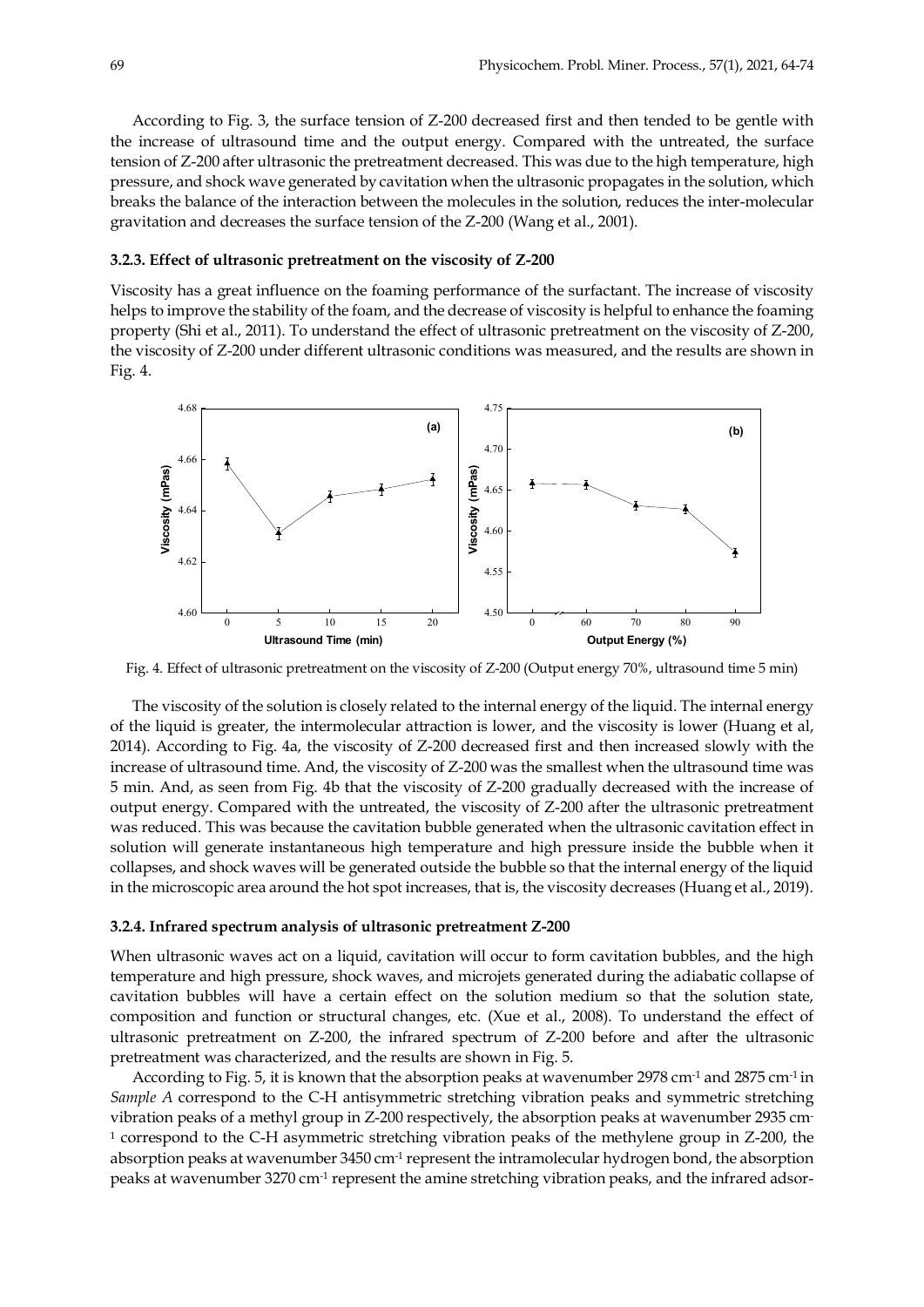According to Fig. 3, the surface tension of Z-200 decreased first and then tended to be gentle with the increase of ultrasound time and the output energy. Compared with the untreated, the surface tension of Z-200 after ultrasonic the pretreatment decreased. This was due to the high temperature, high pressure, and shock wave generated by cavitation when the ultrasonic propagates in the solution, which breaks the balance of the interaction between the molecules in the solution, reduces the inter-molecular gravitation and decreases the surface tension of the Z-200 (Wang et al., 2001).

### 3.2.3. Effect of ultrasonic pretreatment on the viscosity of Z-200

Viscosity has a great influence on the foaming performance of the surfactant. The increase of viscosity helps to improve the stability of the foam, and the decrease of viscosity is helpful to enhance the foaming property (Shi et al., 2011). To understand the effect of ultrasonic pretreatment on the viscosity of Z-200, the viscosity of Z-200 under different ultrasonic conditions was measured, and the results are shown in Fig. 4.

Fig. 4. Effect of ultrasonic pretreatment on the viscosity of Z-200 (Output energy 70%, ultrasound time 5 min)

The viscosity of the solution is closely related to the internal energy of the liquid. The internal energy of the liquid is greater, the intermolecular attraction is lower, and the viscosity is lower (Huang et al, 2014). According to Fig. 4a, the viscosity of Z-200 decreased first and then increased slowly with the increase of ultrasound time. And, the viscosity of Z-200 was the smallest when the ultrasound time was 5 min. And, as seen from Fig. 4b that the viscosity of Z-200 gradually decreased with the increase of output energy. Compared with the untreated, the viscosity of Z-200 after the ultrasonic pretreatment was reduced. This was because the cavitation bubble generated when the ultrasonic cavitation effect in solution will generate instantaneous high temperature and high pressure inside the bubble when it collapses, and shock waves will be generated outside the bubble so that the internal energy of the liquid in the microscopic area around the hot spot increases, that is, the viscosity decreases (Huang et al., 2019).

### 3.2.4. Infrared spectrum analysis of ultrasonic pretreatment Z-200

When ultrasonic waves act on a liquid, cavitation will occur to form cavitation bubbles, and the high temperature and high pressure, shock waves, and microjets generated during the adiabatic collapse of cavitation bubbles will have a certain effect on the solution medium so that the solution state, composition and function or structural changes, etc. (Xue et al., 2008). To understand the effect of ultrasonic pretreatment on Z-200, the infrared spectrum of Z-200 before and after the ultrasonic pretreatment was characterized, and the results are shown in Fig. 5.

According to Fig. 5, it is known that the absorption peaks at wavenumber 2978 $cm^{-1}$ and 2875 $cm^{-1}$ in *Sample A* correspond to the C-H antisymmetric stretching vibration peaks and symmetric stretching vibration peaks of a methyl group in Z-200 respectively, the absorption peaks at wavenumber 2935 $cm^{-1}$ correspond to the C-H asymmetric stretching vibration peaks of the methylene group in Z-200, the absorption peaks at wavenumber 3450 $cm^{-1}$ represent the intramolecular hydrogen bond, the absorption peaks at wavenumber 3270 $cm^{-1}$ represent the amine stretching vibration peaks, and the infrared adsor-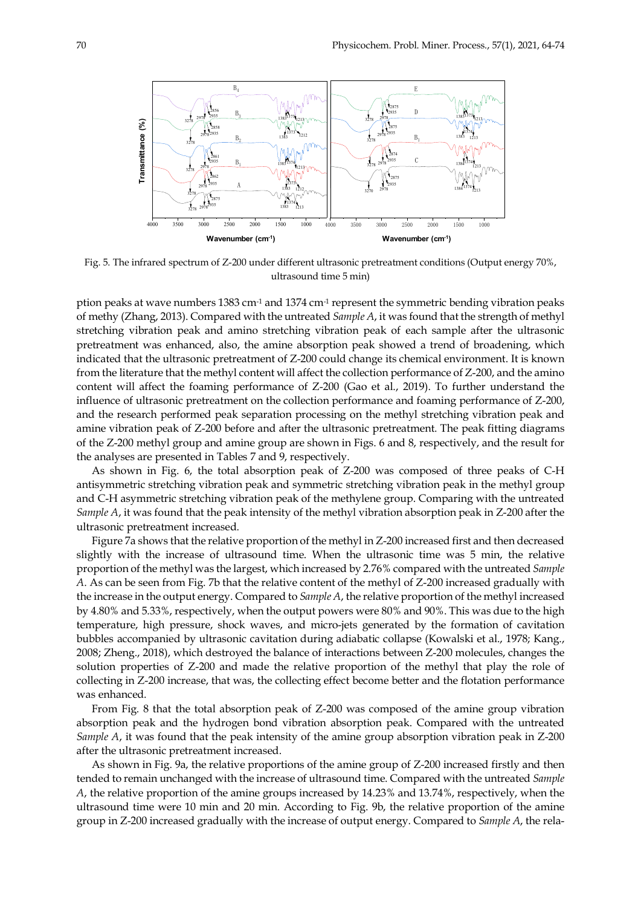Fig. 5. The infrared spectrum of Z-200 under different ultrasonic pretreatment conditions (Output energy 70%, ultrasound time 5 min)

ption peaks at wave numbers 1383 cm$^{-1}$ and 1374 cm$^{-1}$ represent the symmetric bending vibration peaks of methy (Zhang, 2013). Compared with the untreated *Sample A*, it was found that the strength of methyl stretching vibration peak and amino stretching vibration peak of each sample after the ultrasonic pretreatment was enhanced, also, the amine absorption peak showed a trend of broadening, which indicated that the ultrasonic pretreatment of Z-200 could change its chemical environment. It is known from the literature that the methyl content will affect the collection performance of Z-200, and the amino content will affect the foaming performance of Z-200 (Gao et al., 2019). To further understand the influence of ultrasonic pretreatment on the collection performance and foaming performance of Z-200, and the research performed peak separation processing on the methyl stretching vibration peak and amine vibration peak of Z-200 before and after the ultrasonic pretreatment. The peak fitting diagrams of the Z-200 methyl group and amine group are shown in Figs. 6 and 8, respectively, and the result for the analyses are presented in Tables 7 and 9, respectively.

As shown in Fig. 6, the total absorption peak of Z-200 was composed of three peaks of C-H antisymmetric stretching vibration peak and symmetric stretching vibration peak in the methyl group and C-H asymmetric stretching vibration peak of the methylene group. Comparing with the untreated *Sample A*, it was found that the peak intensity of the methyl vibration absorption peak in Z-200 after the ultrasonic pretreatment increased.

Figure 7a shows that the relative proportion of the methyl in Z-200 increased first and then decreased slightly with the increase of ultrasound time. When the ultrasonic time was 5 min, the relative proportion of the methyl was the largest, which increased by 2.76% compared with the untreated *Sample A*. As can be seen from Fig. 7b that the relative content of the methyl of Z-200 increased gradually with the increase in the output energy. Compared to *Sample A*, the relative proportion of the methyl increased by 4.80% and 5.33%, respectively, when the output powers were 80% and 90%. This was due to the high temperature, high pressure, shock waves, and micro-jets generated by the formation of cavitation bubbles accompanied by ultrasonic cavitation during adiabatic collapse (Kowalski et al., 1978; Kang., 2008; Zheng., 2018), which destroyed the balance of interactions between Z-200 molecules, changes the solution properties of Z-200 and made the relative proportion of the methyl that play the role of collecting in Z-200 increase, that was, the collecting effect become better and the flotation performance was enhanced.

From Fig. 8 that the total absorption peak of Z-200 was composed of the amine group vibration absorption peak and the hydrogen bond vibration absorption peak. Compared with the untreated *Sample A*, it was found that the peak intensity of the amine group absorption vibration peak in Z-200 after the ultrasonic pretreatment increased.

As shown in Fig. 9a, the relative proportions of the amine group of Z-200 increased firstly and then tended to remain unchanged with the increase of ultrasound time. Compared with the untreated *Sample A*, the relative proportion of the amine groups increased by 14.23% and 13.74%, respectively, when the ultrasound time were 10 min and 20 min. According to Fig. 9b, the relative proportion of the amine group in Z-200 increased gradually with the increase of output energy. Compared to *Sample A*, the rela-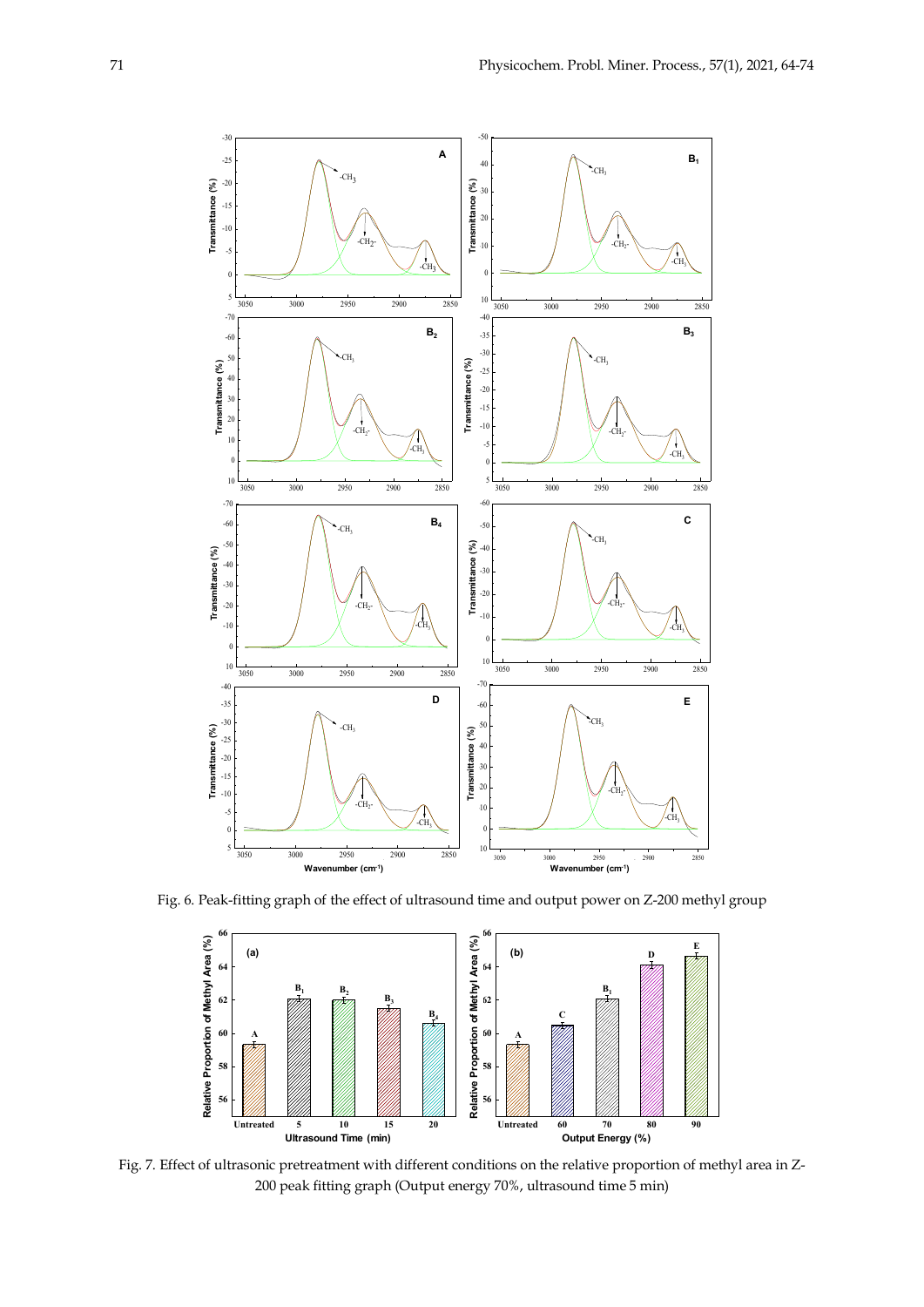Fig. 6. Peak-fitting graph of the effect of ultrasound time and output power on Z-200 methyl group

Fig. 7. Effect of ultrasonic pretreatment with different conditions on the relative proportion of methyl area in Z-200 peak fitting graph (Output energy 70%, ultrasound time 5 min)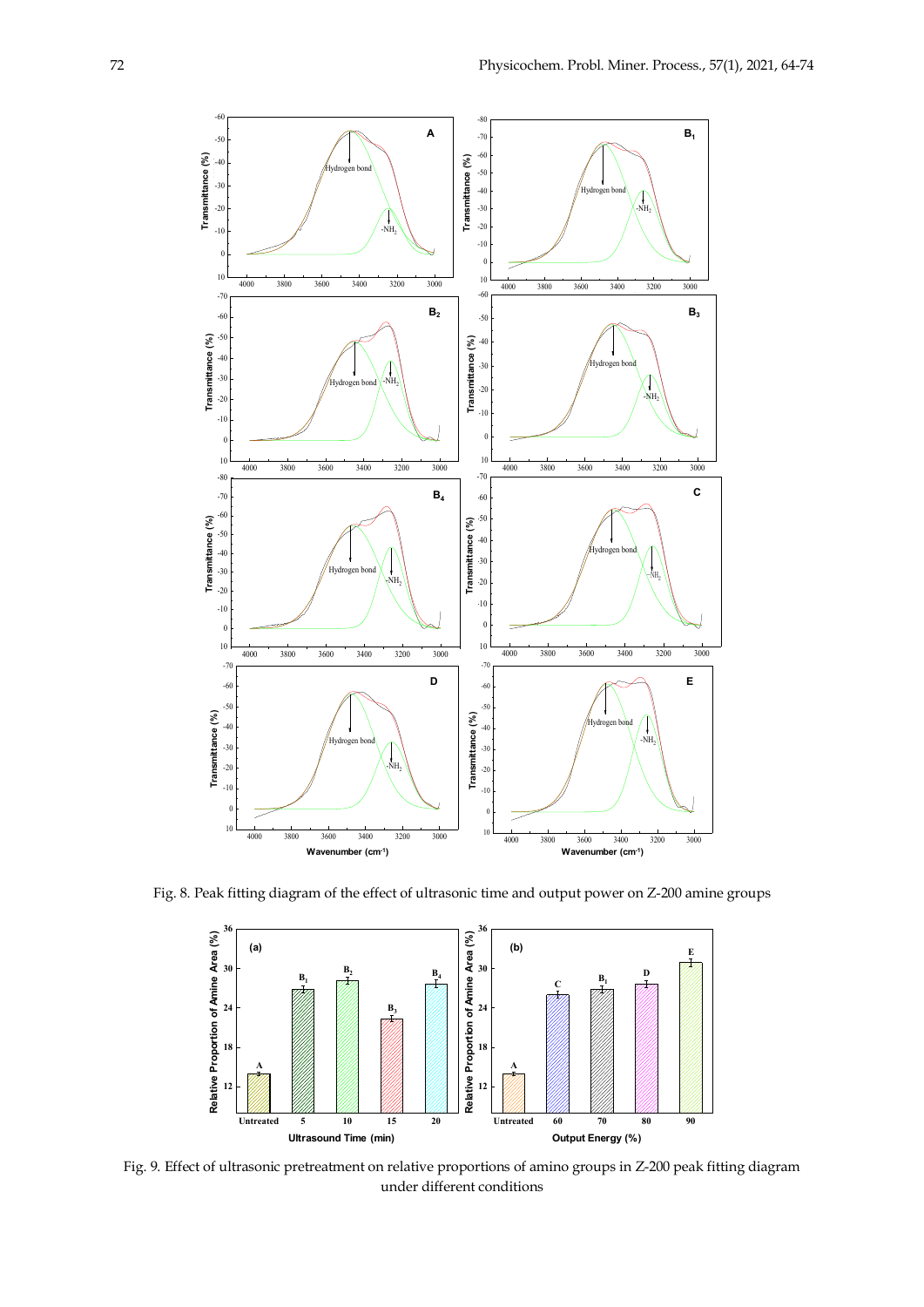Fig. 8. Peak fitting diagram of the effect of ultrasonic time and output power on Z-200 amine groups

Fig. 9. Effect of ultrasonic pretreatment on relative proportions of amino groups in Z-200 peak fitting diagram under different conditions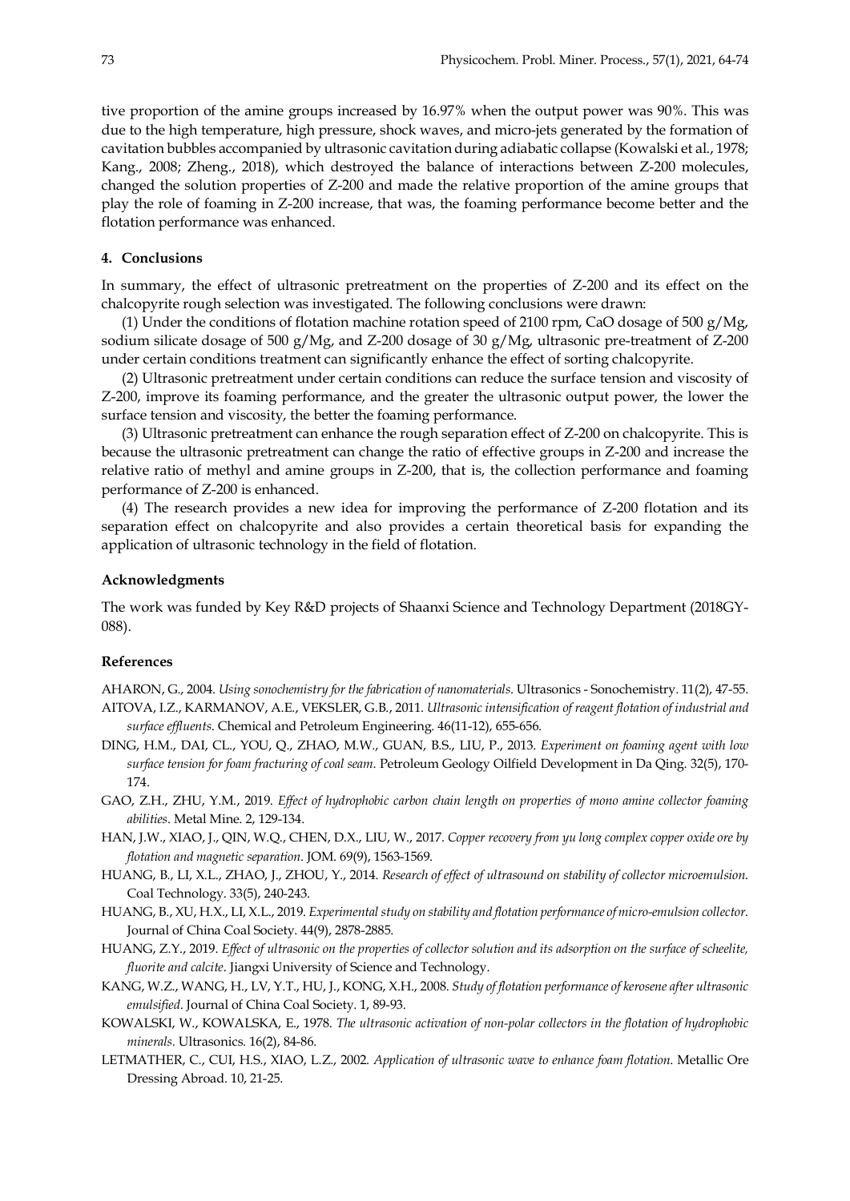tive proportion of the amine groups increased by 16.97% when the output power was 90%. This was due to the high temperature, high pressure, shock waves, and micro-jets generated by the formation of cavitation bubbles accompanied by ultrasonic cavitation during adiabatic collapse (Kowalski et al., 1978; Kang., 2008; Zheng., 2018), which destroyed the balance of interactions between Z-200 molecules, changed the solution properties of Z-200 and made the relative proportion of the amine groups that play the role of foaming in Z-200 increase, that was, the foaming performance become better and the flotation performance was enhanced.

## 4. Conclusions

In summary, the effect of ultrasonic pretreatment on the properties of Z-200 and its effect on the chalcopyrite rough selection was investigated. The following conclusions were drawn:

(1) Under the conditions of flotation machine rotation speed of 2100 rpm, CaO dosage of 500 g/Mg, sodium silicate dosage of 500 g/Mg, and Z-200 dosage of 30 g/Mg, ultrasonic pre-treatment of Z-200 under certain conditions treatment can significantly enhance the effect of sorting chalcopyrite.

(2) Ultrasonic pretreatment under certain conditions can reduce the surface tension and viscosity of Z-200, improve its foaming performance, and the greater the ultrasonic output power, the lower the surface tension and viscosity, the better the foaming performance.

(3) Ultrasonic pretreatment can enhance the rough separation effect of Z-200 on chalcopyrite. This is because the ultrasonic pretreatment can change the ratio of effective groups in Z-200 and increase the relative ratio of methyl and amine groups in Z-200, that is, the collection performance and foaming performance of Z-200 is enhanced.

(4) The research provides a new idea for improving the performance of Z-200 flotation and its separation effect on chalcopyrite and also provides a certain theoretical basis for expanding the application of ultrasonic technology in the field of flotation.

### Acknowledgments

The work was funded by Key R&D projects of Shaanxi Science and Technology Department (2018GY-088).

### References

AHARON, G., 2004. *Using sonochemistry for the fabrication of nanomaterials*. Ultrasonics - Sonochemistry. 11(2), 47-55.

AITOVA, I.Z., KARMANOV, A.E., VEKSLER, G.B., 2011. *Ultrasonic intensification of reagent flotation of industrial and surface effluents*. Chemical and Petroleum Engineering. 46(11-12), 655-656.

DING, H.M., DAI, CL., YOU, Q., ZHAO, M.W., GUAN, B.S., LIU, P., 2013. *Experiment on foaming agent with low surface tension for foam fracturing of coal seam*. Petroleum Geology Oilfield Development in Da Qing. 32(5), 170-174.

GAO, Z.H., ZHU, Y.M., 2019. *Effect of hydrophobic carbon chain length on properties of mono amine collector foaming abilities*. Metal Mine. 2, 129-134.

HAN, J.W., XIAO, J., QIN, W.Q., CHEN, D.X., LIU, W., 2017. *Copper recovery from yu long complex copper oxide ore by flotation and magnetic separation*. JOM. 69(9), 1563-1569.

HUANG, B., LI, X.L., ZHAO, J., ZHOU, Y., 2014. *Research of effect of ultrasound on stability of collector microemulsion*. Coal Technology. 33(5), 240-243.

HUANG, B., XU, H.X., LI, X.L., 2019. *Experimental study on stability and flotation performance of micro-emulsion collector*. Journal of China Coal Society. 44(9), 2878-2885.

HUANG, Z.Y., 2019. *Effect of ultrasonic on the properties of collector solution and its adsorption on the surface of scheelite, fluorite and calcite*. Jiangxi University of Science and Technology.

KANG, W.Z., WANG, H., LV, Y.T., HU, J., KONG, X.H., 2008. *Study of flotation performance of kerosene after ultrasonic emulsified*. Journal of China Coal Society. 1, 89-93.

KOWALSKI, W., KOWALSKA, E., 1978. *The ultrasonic activation of non-polar collectors in the flotation of hydrophobic minerals*. Ultrasonics. 16(2), 84-86.

LETMATHER, C., CUI, H.S., XIAO, L.Z., 2002. *Application of ultrasonic wave to enhance foam flotation*. Metallic Ore Dressing Abroad. 10, 21-25.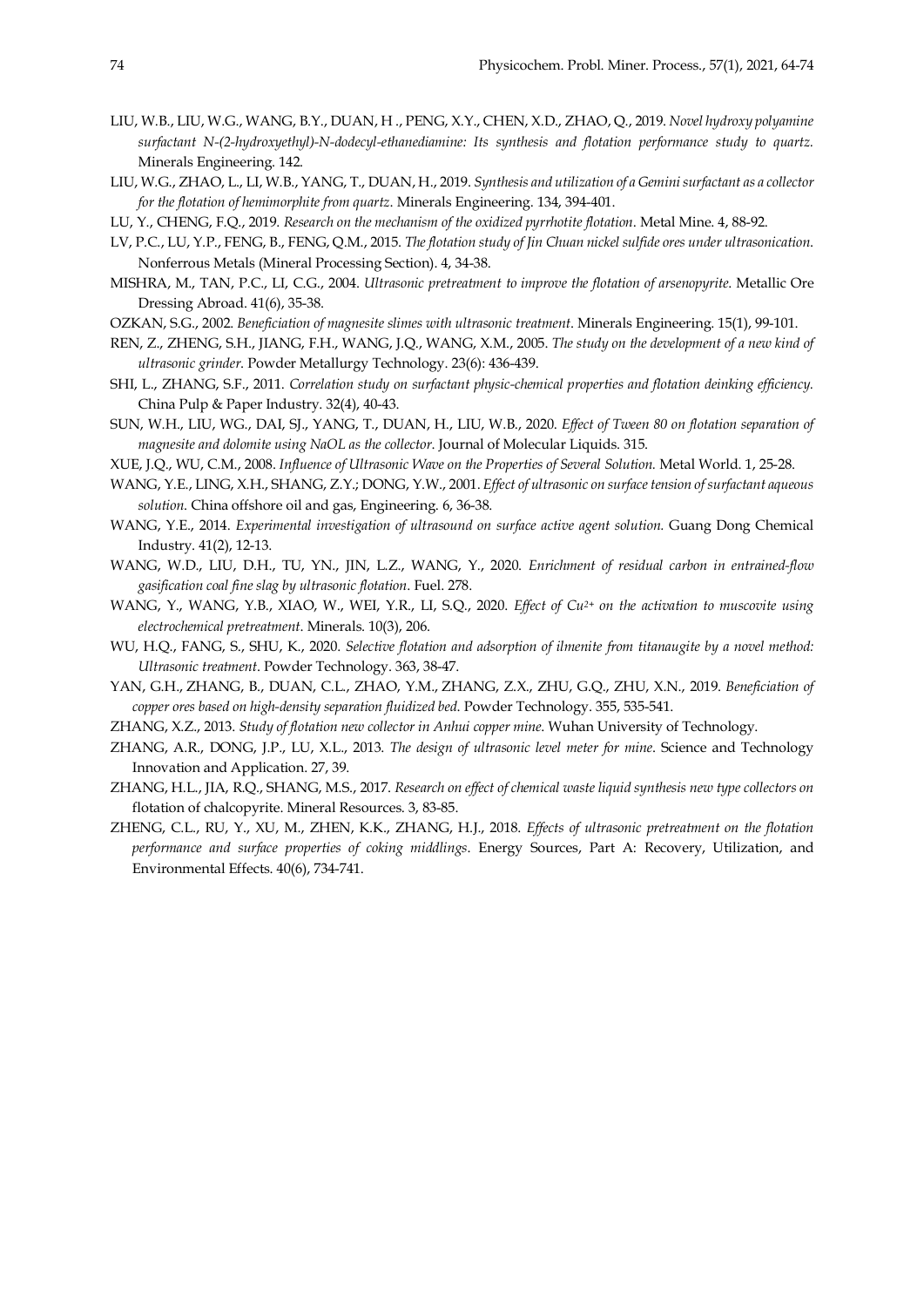LIU, W.B., LIU, W.G., WANG, B.Y., DUAN, H ., PENG, X.Y., CHEN, X.D., ZHAO, Q., 2019. *Novel hydroxy polyamine surfactant N-(2-hydroxyethyl)-N-dodecyl-ethanediamine: Its synthesis and flotation performance study to quartz*. Minerals Engineering. 142.

LIU, W.G., ZHAO, L., LI, W.B., YANG, T., DUAN, H., 2019. *Synthesis and utilization of a Gemini surfactant as a collector for the flotation of hemimorphite from quartz*. Minerals Engineering. 134, 394-401.

LU, Y., CHENG, F.Q., 2019. *Research on the mechanism of the oxidized pyrrhotite flotation*. Metal Mine. 4, 88-92.

LV, P.C., LU, Y.P., FENG, B., FENG, Q.M., 2015. *The flotation study of Jin Chuan nickel sulfide ores under ultrasonication*. Nonferrous Metals (Mineral Processing Section). 4, 34-38.

MISHRA, M., TAN, P.C., LI, C.G., 2004. *Ultrasonic pretreatment to improve the flotation of arsenopyrite*. Metallic Ore Dressing Abroad. 41(6), 35-38.

OZKAN, S.G., 2002. *Beneficiation of magnesite slimes with ultrasonic treatment*. Minerals Engineering. 15(1), 99-101.

REN, Z., ZHENG, S.H., JIANG, F.H., WANG, J.Q., WANG, X.M., 2005. *The study on the development of a new kind of ultrasonic grinder*. Powder Metallurgy Technology. 23(6): 436-439.

SHI, L., ZHANG, S.F., 2011. *Correlation study on surfactant physic-chemical properties and flotation deinking efficiency.* China Pulp & Paper Industry. 32(4), 40-43.

SUN, W.H., LIU, WG., DAI, SJ., YANG, T., DUAN, H., LIU, W.B., 2020. *Effect of Tween 80 on flotation separation of magnesite and dolomite using NaOL as the collector*. Journal of Molecular Liquids. 315.

XUE, J.Q., WU, C.M., 2008. *Influence of Ultrasonic Wave on the Properties of Several Solution.* Metal World. 1, 25-28.

WANG, Y.E., LING, X.H., SHANG, Z.Y.; DONG, Y.W., 2001. *Effect of ultrasonic on surface tension of surfactant aqueous solution*. China offshore oil and gas, Engineering. 6, 36-38.

WANG, Y.E., 2014. *Experimental investigation of ultrasound on surface active agent solution.* Guang Dong Chemical Industry. 41(2), 12-13.

WANG, W.D., LIU, D.H., TU, YN., JIN, L.Z., WANG, Y., 2020. *Enrichment of residual carbon in entrained-flow gasification coal fine slag by ultrasonic flotation*. Fuel. 278.

WANG, Y., WANG, Y.B., XIAO, W., WEI, Y.R., LI, S.Q., 2020. *Effect of $Cu^{2+}$ on the activation to muscovite using electrochemical pretreatment*. Minerals. 10(3), 206.

WU, H.Q., FANG, S., SHU, K., 2020. *Selective flotation and adsorption of ilmenite from titanaugite by a novel method: Ultrasonic treatment*. Powder Technology. 363, 38-47.

YAN, G.H., ZHANG, B., DUAN, C.L., ZHAO, Y.M., ZHANG, Z.X., ZHU, G.Q., ZHU, X.N., 2019. *Beneficiation of copper ores based on high-density separation fluidized bed*. Powder Technology. 355, 535-541.

ZHANG, X.Z., 2013. *Study of flotation new collector in Anhui copper mine*. Wuhan University of Technology.

ZHANG, A.R., DONG, J.P., LU, X.L., 2013. *The design of ultrasonic level meter for mine*. Science and Technology Innovation and Application. 27, 39.

ZHANG, H.L., JIA, R.Q., SHANG, M.S., 2017. *Research on effect of chemical waste liquid synthesis new type collectors on* flotation of chalcopyrite. Mineral Resources. 3, 83-85.

ZHENG, C.L., RU, Y., XU, M., ZHEN, K.K., ZHANG, H.J., 2018. *Effects of ultrasonic pretreatment on the flotation performance and surface properties of coking middlings*. Energy Sources, Part A: Recovery, Utilization, and Environmental Effects. 40(6), 734-741.